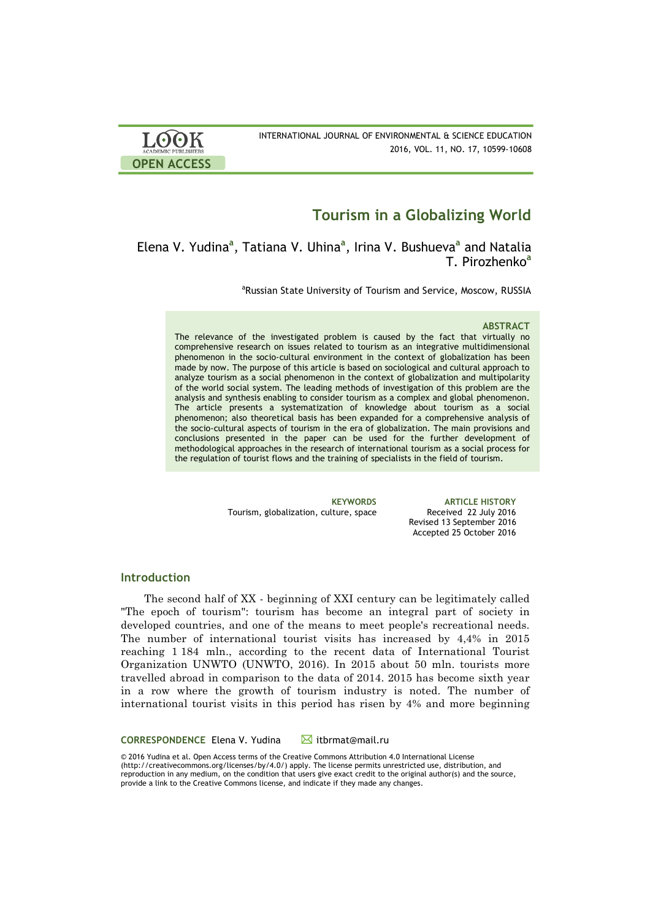# Tourism in a Globalizing World

Elena V. Yudina[a], Tatiana V. Uhina[a], Irina V. Bushueva[a] and Natalia T. Pirozhenko[a]

[a]Russian State University of Tourism and Service, Moscow, RUSSIA

### ABSTRACT

The relevance of the investigated problem is caused by the fact that virtually no comprehensive research on issues related to tourism as an integrative multidimensional phenomenon in the socio-cultural environment in the context of globalization has been made by now. The purpose of this article is based on sociological and cultural approach to analyze tourism as a social phenomenon in the context of globalization and multipolarity of the world social system. The leading methods of investigation of this problem are the analysis and synthesis enabling to consider tourism as a complex and global phenomenon. The article presents a systematization of knowledge about tourism as a social phenomenon; also theoretical basis has been expanded for a comprehensive analysis of the socio-cultural aspects of tourism in the era of globalization. The main provisions and conclusions presented in the paper can be used for the further development of methodological approaches in the research of international tourism as a social process for the regulation of tourist flows and the training of specialists in the field of tourism.

**KEYWORDS**
Tourism, globalization, culture, space

**ARTICLE HISTORY**
Received 22 July 2016
Revised 13 September 2016
Accepted 25 October 2016

## Introduction

The second half of XX - beginning of XXI century can be legitimately called "The epoch of tourism": tourism has become an integral part of society in developed countries, and one of the means to meet people's recreational needs. The number of international tourist visits has increased by 4,4% in 2015 reaching 1 184 mln., according to the recent data of International Tourist Organization UNWTO (UNWTO, 2016). In 2015 about 50 mln. tourists more travelled abroad in comparison to the data of 2014. 2015 has become sixth year in a row where the growth of tourism industry is noted. The number of international tourist visits in this period has risen by 4% and more beginning

**CORRESPONDENCE** Elena V. Yudina itbrmat@mail.ru

© 2016 Yudina et al. Open Access terms of the Creative Commons Attribution 4.0 International License (http://creativecommons.org/licenses/by/4.0/) apply. The license permits unrestricted use, distribution, and reproduction in any medium, on the condition that users give exact credit to the original author(s) and the source, provide a link to the Creative Commons license, and indicate if they made any changes.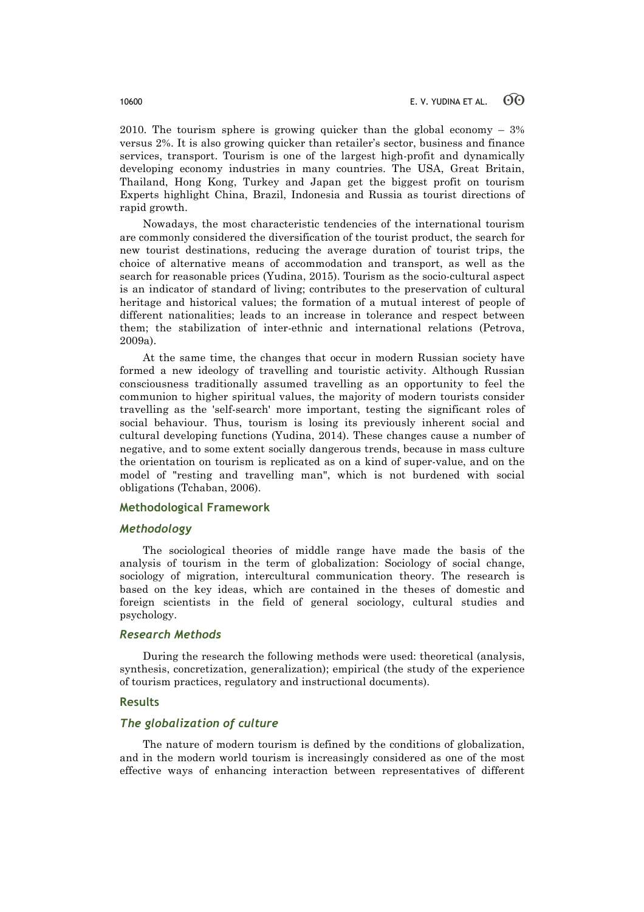2010. The tourism sphere is growing quicker than the global economy – 3% versus 2%. It is also growing quicker than retailer's sector, business and finance services, transport. Tourism is one of the largest high-profit and dynamically developing economy industries in many countries. The USA, Great Britain, Thailand, Hong Kong, Turkey and Japan get the biggest profit on tourism Experts highlight China, Brazil, Indonesia and Russia as tourist directions of rapid growth.

Nowadays, the most characteristic tendencies of the international tourism are commonly considered the diversification of the tourist product, the search for new tourist destinations, reducing the average duration of tourist trips, the choice of alternative means of accommodation and transport, as well as the search for reasonable prices (Yudina, 2015). Tourism as the socio-cultural aspect is an indicator of standard of living; contributes to the preservation of cultural heritage and historical values; the formation of a mutual interest of people of different nationalities; leads to an increase in tolerance and respect between them; the stabilization of inter-ethnic and international relations (Petrova, 2009a).

At the same time, the changes that occur in modern Russian society have formed a new ideology of travelling and touristic activity. Although Russian consciousness traditionally assumed travelling as an opportunity to feel the communion to higher spiritual values, the majority of modern tourists consider travelling as the 'self-search' more important, testing the significant roles of social behaviour. Thus, tourism is losing its previously inherent social and cultural developing functions (Yudina, 2014). These changes cause a number of negative, and to some extent socially dangerous trends, because in mass culture the orientation on tourism is replicated as on a kind of super-value, and on the model of "resting and travelling man", which is not burdened with social obligations (Tchaban, 2006).

## Methodological Framework

### *Methodology*

The sociological theories of middle range have made the basis of the analysis of tourism in the term of globalization: Sociology of social change, sociology of migration, intercultural communication theory. The research is based on the key ideas, which are contained in the theses of domestic and foreign scientists in the field of general sociology, cultural studies and psychology.

### *Research Methods*

During the research the following methods were used: theoretical (analysis, synthesis, concretization, generalization); empirical (the study of the experience of tourism practices, regulatory and instructional documents).

## Results

### *The globalization of culture*

The nature of modern tourism is defined by the conditions of globalization, and in the modern world tourism is increasingly considered as one of the most effective ways of enhancing interaction between representatives of different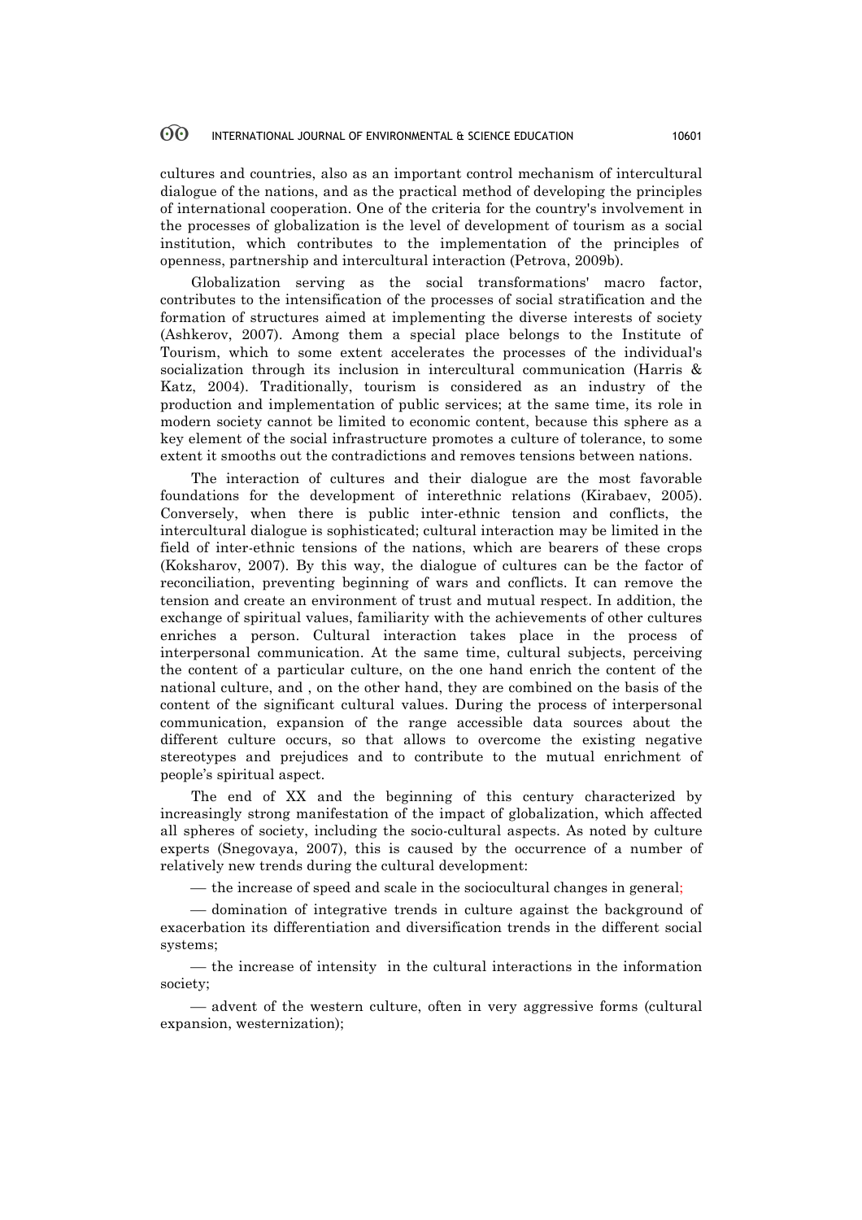cultures and countries, also as an important control mechanism of intercultural dialogue of the nations, and as the practical method of developing the principles of international cooperation. One of the criteria for the country's involvement in the processes of globalization is the level of development of tourism as a social institution, which contributes to the implementation of the principles of openness, partnership and intercultural interaction (Petrova, 2009b).

Globalization serving as the social transformations' macro factor, contributes to the intensification of the processes of social stratification and the formation of structures aimed at implementing the diverse interests of society (Ashkerov, 2007). Among them a special place belongs to the Institute of Tourism, which to some extent accelerates the processes of the individual's socialization through its inclusion in intercultural communication (Harris & Katz, 2004). Traditionally, tourism is considered as an industry of the production and implementation of public services; at the same time, its role in modern society cannot be limited to economic content, because this sphere as a key element of the social infrastructure promotes a culture of tolerance, to some extent it smooths out the contradictions and removes tensions between nations.

The interaction of cultures and their dialogue are the most favorable foundations for the development of interethnic relations (Kirabaev, 2005). Conversely, when there is public inter-ethnic tension and conflicts, the intercultural dialogue is sophisticated; cultural interaction may be limited in the field of inter-ethnic tensions of the nations, which are bearers of these crops (Koksharov, 2007). By this way, the dialogue of cultures can be the factor of reconciliation, preventing beginning of wars and conflicts. It can remove the tension and create an environment of trust and mutual respect. In addition, the exchange of spiritual values, familiarity with the achievements of other cultures enriches a person. Cultural interaction takes place in the process of interpersonal communication. At the same time, cultural subjects, perceiving the content of a particular culture, on the one hand enrich the content of the national culture, and , on the other hand, they are combined on the basis of the content of the significant cultural values. During the process of interpersonal communication, expansion of the range accessible data sources about the different culture occurs, so that allows to overcome the existing negative stereotypes and prejudices and to contribute to the mutual enrichment of people's spiritual aspect.

The end of XX and the beginning of this century characterized by increasingly strong manifestation of the impact of globalization, which affected all spheres of society, including the socio-cultural aspects. As noted by culture experts (Snegovaya, 2007), this is caused by the occurrence of a number of relatively new trends during the cultural development:

— the increase of speed and scale in the sociocultural changes in general;

— domination of integrative trends in culture against the background of exacerbation its differentiation and diversification trends in the different social systems;

— the increase of intensity in the cultural interactions in the information society;

— advent of the western culture, often in very aggressive forms (cultural expansion, westernization);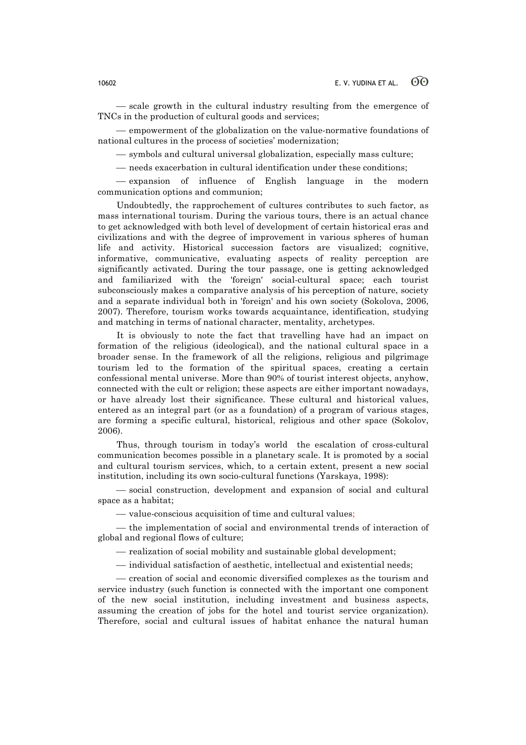— scale growth in the cultural industry resulting from the emergence of TNCs in the production of cultural goods and services;

— empowerment of the globalization on the value-normative foundations of national cultures in the process of societies' modernization;

— symbols and cultural universal globalization, especially mass culture;

— needs exacerbation in cultural identification under these conditions;

— expansion of influence of English language in the modern communication options and communion;

Undoubtedly, the rapprochement of cultures contributes to such factor, as mass international tourism. During the various tours, there is an actual chance to get acknowledged with both level of development of certain historical eras and civilizations and with the degree of improvement in various spheres of human life and activity. Historical succession factors are visualized; cognitive, informative, communicative, evaluating aspects of reality perception are significantly activated. During the tour passage, one is getting acknowledged and familiarized with the 'foreign' social-cultural space; each tourist subconsciously makes a comparative analysis of his perception of nature, society and a separate individual both in 'foreign' and his own society (Sokolova, 2006, 2007). Therefore, tourism works towards acquaintance, identification, studying and matching in terms of national character, mentality, archetypes.

It is obviously to note the fact that travelling have had an impact on formation of the religious (ideological), and the national cultural space in a broader sense. In the framework of all the religions, religious and pilgrimage tourism led to the formation of the spiritual spaces, creating a certain confessional mental universe. More than 90% of tourist interest objects, anyhow, connected with the cult or religion; these aspects are either important nowadays, or have already lost their significance. These cultural and historical values, entered as an integral part (or as a foundation) of a program of various stages, are forming a specific cultural, historical, religious and other space (Sokolov, 2006).

Thus, through tourism in today's world the escalation of cross-cultural communication becomes possible in a planetary scale. It is promoted by a social and cultural tourism services, which, to a certain extent, present a new social institution, including its own socio-cultural functions (Yarskaya, 1998):

— social construction, development and expansion of social and cultural space as a habitat;

— value-conscious acquisition of time and cultural values;

— the implementation of social and environmental trends of interaction of global and regional flows of culture;

— realization of social mobility and sustainable global development;

— individual satisfaction of aesthetic, intellectual and existential needs;

— creation of social and economic diversified complexes as the tourism and service industry (such function is connected with the important one component of the new social institution, including investment and business aspects, assuming the creation of jobs for the hotel and tourist service organization). Therefore, social and cultural issues of habitat enhance the natural human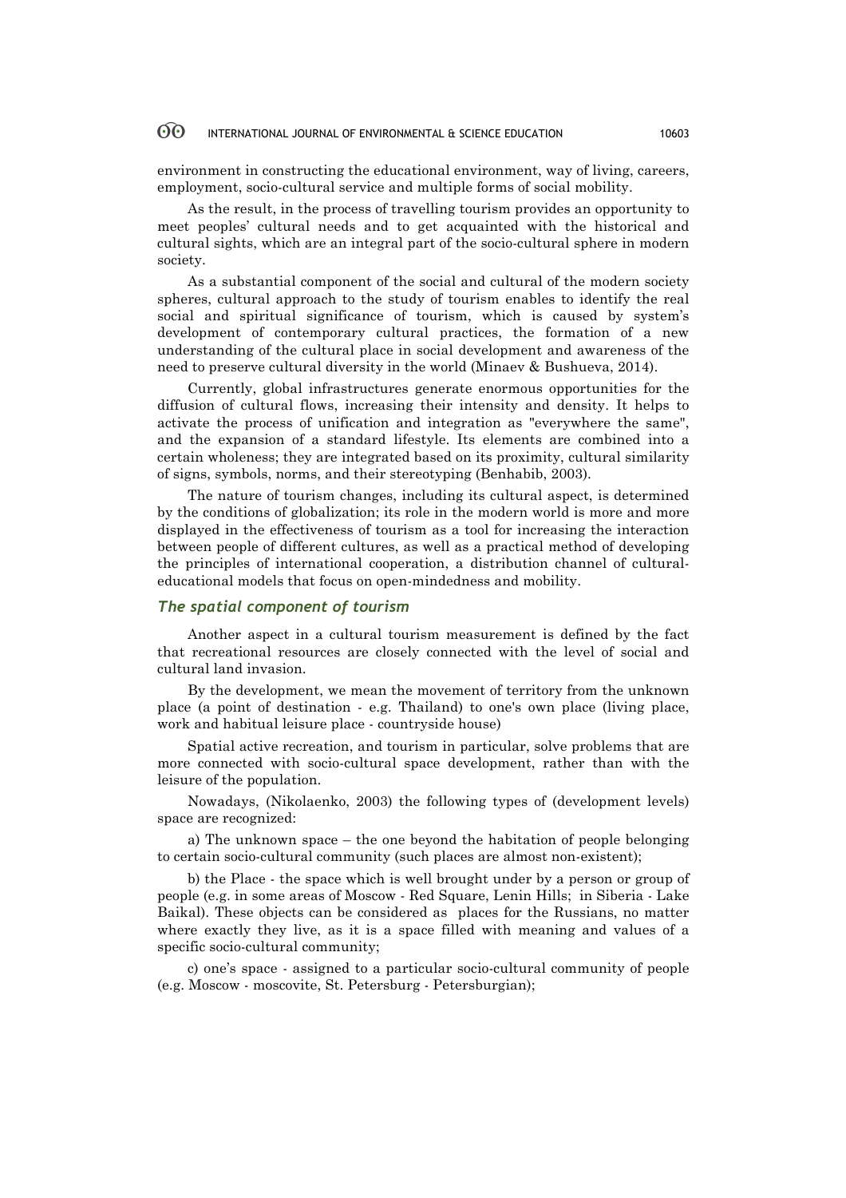environment in constructing the educational environment, way of living, careers, employment, socio-cultural service and multiple forms of social mobility.

As the result, in the process of travelling tourism provides an opportunity to meet peoples' cultural needs and to get acquainted with the historical and cultural sights, which are an integral part of the socio-cultural sphere in modern society.

As a substantial component of the social and cultural of the modern society spheres, cultural approach to the study of tourism enables to identify the real social and spiritual significance of tourism, which is caused by system's development of contemporary cultural practices, the formation of a new understanding of the cultural place in social development and awareness of the need to preserve cultural diversity in the world (Minaev & Bushueva, 2014).

Currently, global infrastructures generate enormous opportunities for the diffusion of cultural flows, increasing their intensity and density. It helps to activate the process of unification and integration as "everywhere the same", and the expansion of a standard lifestyle. Its elements are combined into a certain wholeness; they are integrated based on its proximity, cultural similarity of signs, symbols, norms, and their stereotyping (Benhabib, 2003).

The nature of tourism changes, including its cultural aspect, is determined by the conditions of globalization; its role in the modern world is more and more displayed in the effectiveness of tourism as a tool for increasing the interaction between people of different cultures, as well as a practical method of developing the principles of international cooperation, a distribution channel of cultural-educational models that focus on open-mindedness and mobility.

### *The spatial component of tourism*

Another aspect in a cultural tourism measurement is defined by the fact that recreational resources are closely connected with the level of social and cultural land invasion.

By the development, we mean the movement of territory from the unknown place (a point of destination - e.g. Thailand) to one's own place (living place, work and habitual leisure place - countryside house)

Spatial active recreation, and tourism in particular, solve problems that are more connected with socio-cultural space development, rather than with the leisure of the population.

Nowadays, (Nikolaenko, 2003) the following types of (development levels) space are recognized:

a) The unknown space – the one beyond the habitation of people belonging to certain socio-cultural community (such places are almost non-existent);

b) the Place - the space which is well brought under by a person or group of people (e.g. in some areas of Moscow - Red Square, Lenin Hills; in Siberia - Lake Baikal). These objects can be considered as places for the Russians, no matter where exactly they live, as it is a space filled with meaning and values of a specific socio-cultural community;

c) one's space - assigned to a particular socio-cultural community of people (e.g. Moscow - moscovite, St. Petersburg - Petersburgian);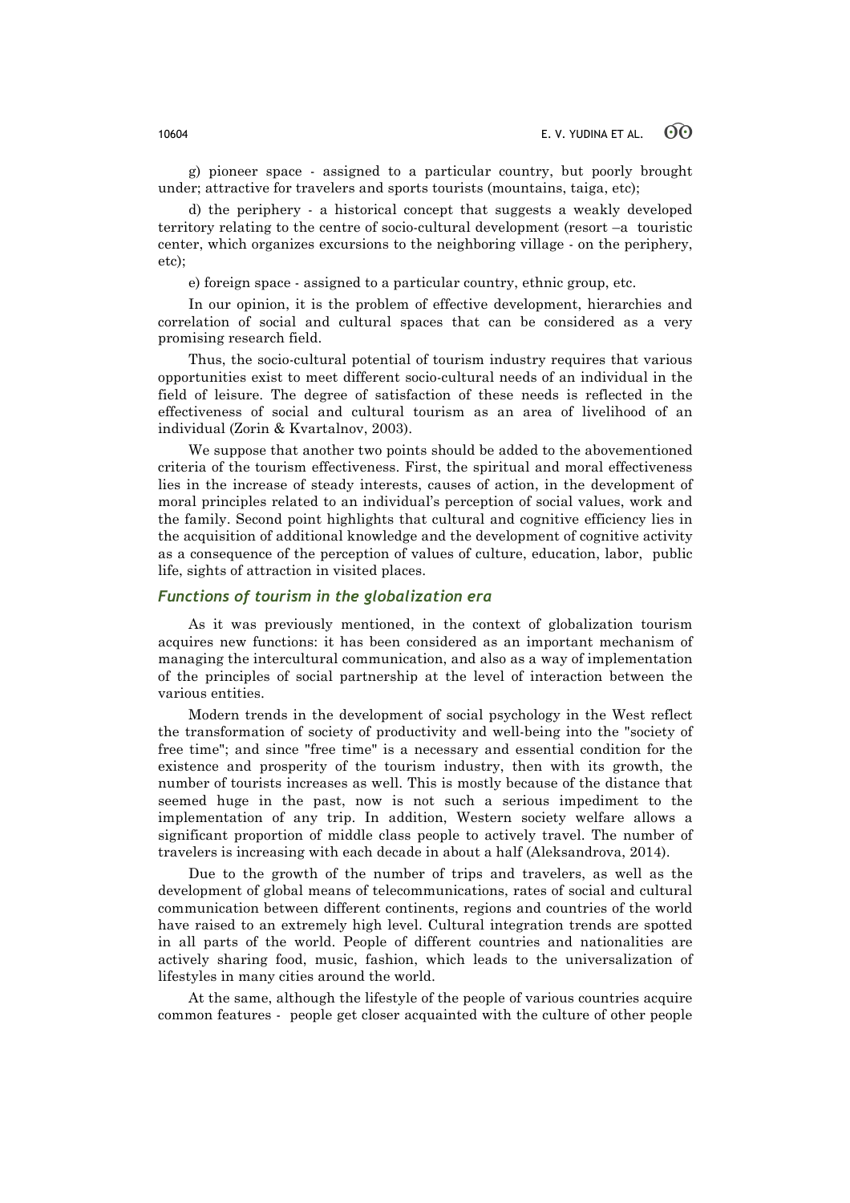g) pioneer space - assigned to a particular country, but poorly brought under; attractive for travelers and sports tourists (mountains, taiga, etc);

d) the periphery - a historical concept that suggests a weakly developed territory relating to the centre of socio-cultural development (resort –a touristic center, which organizes excursions to the neighboring village - on the periphery, etc);

e) foreign space - assigned to a particular country, ethnic group, etc.

In our opinion, it is the problem of effective development, hierarchies and correlation of social and cultural spaces that can be considered as a very promising research field.

Thus, the socio-cultural potential of tourism industry requires that various opportunities exist to meet different socio-cultural needs of an individual in the field of leisure. The degree of satisfaction of these needs is reflected in the effectiveness of social and cultural tourism as an area of livelihood of an individual (Zorin & Kvartalnov, 2003).

We suppose that another two points should be added to the abovementioned criteria of the tourism effectiveness. First, the spiritual and moral effectiveness lies in the increase of steady interests, causes of action, in the development of moral principles related to an individual's perception of social values, work and the family. Second point highlights that cultural and cognitive efficiency lies in the acquisition of additional knowledge and the development of cognitive activity as a consequence of the perception of values of culture, education, labor, public life, sights of attraction in visited places.

### *Functions of tourism in the globalization era*

As it was previously mentioned, in the context of globalization tourism acquires new functions: it has been considered as an important mechanism of managing the intercultural communication, and also as a way of implementation of the principles of social partnership at the level of interaction between the various entities.

Modern trends in the development of social psychology in the West reflect the transformation of society of productivity and well-being into the "society of free time"; and since "free time" is a necessary and essential condition for the existence and prosperity of the tourism industry, then with its growth, the number of tourists increases as well. This is mostly because of the distance that seemed huge in the past, now is not such a serious impediment to the implementation of any trip. In addition, Western society welfare allows a significant proportion of middle class people to actively travel. The number of travelers is increasing with each decade in about a half (Aleksandrova, 2014).

Due to the growth of the number of trips and travelers, as well as the development of global means of telecommunications, rates of social and cultural communication between different continents, regions and countries of the world have raised to an extremely high level. Cultural integration trends are spotted in all parts of the world. People of different countries and nationalities are actively sharing food, music, fashion, which leads to the universalization of lifestyles in many cities around the world.

At the same, although the lifestyle of the people of various countries acquire common features - people get closer acquainted with the culture of other people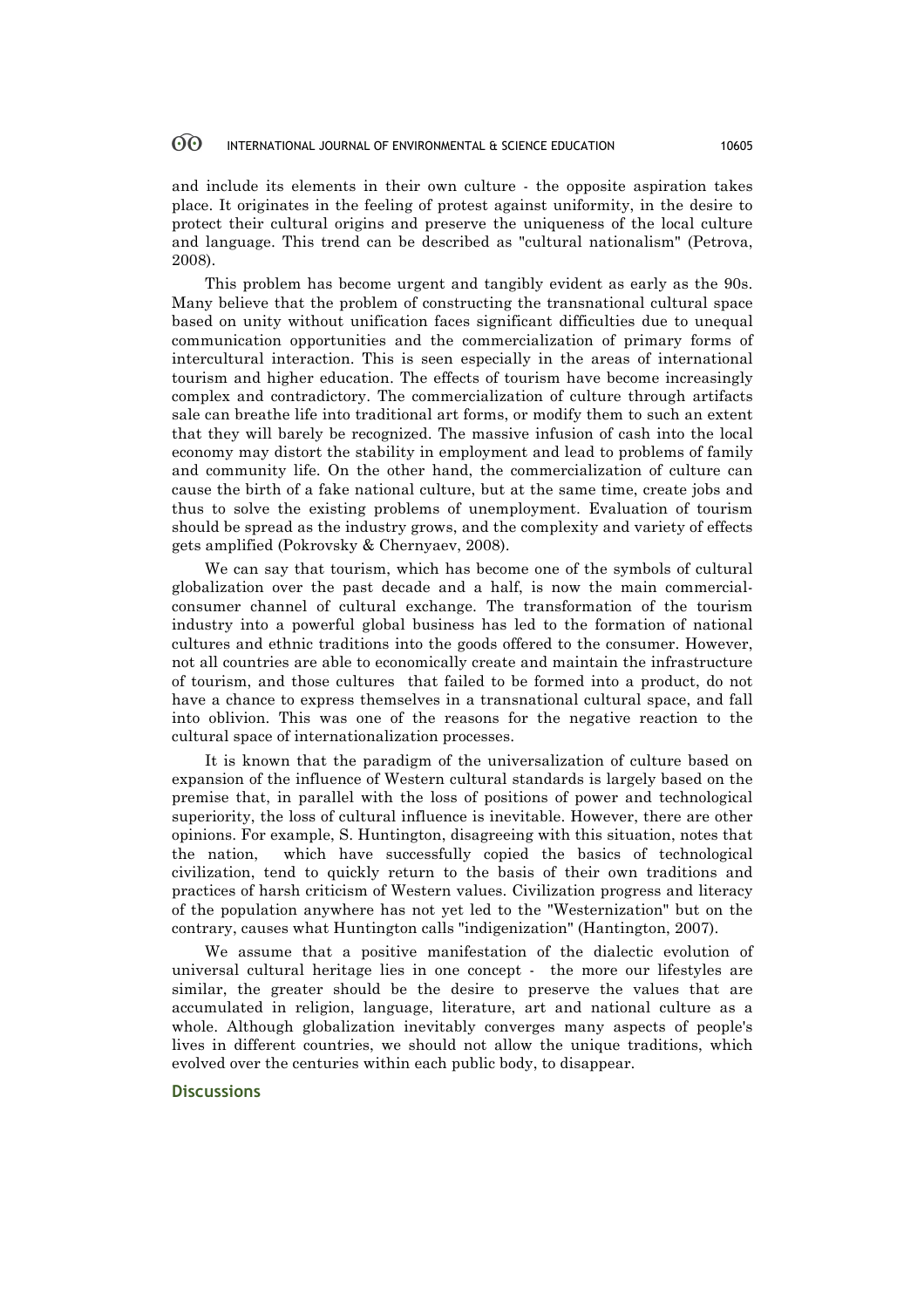and include its elements in their own culture - the opposite aspiration takes place. It originates in the feeling of protest against uniformity, in the desire to protect their cultural origins and preserve the uniqueness of the local culture and language. This trend can be described as "cultural nationalism" (Petrova, 2008).

This problem has become urgent and tangibly evident as early as the 90s. Many believe that the problem of constructing the transnational cultural space based on unity without unification faces significant difficulties due to unequal communication opportunities and the commercialization of primary forms of intercultural interaction. This is seen especially in the areas of international tourism and higher education. The effects of tourism have become increasingly complex and contradictory. The commercialization of culture through artifacts sale can breathe life into traditional art forms, or modify them to such an extent that they will barely be recognized. The massive infusion of cash into the local economy may distort the stability in employment and lead to problems of family and community life. On the other hand, the commercialization of culture can cause the birth of a fake national culture, but at the same time, create jobs and thus to solve the existing problems of unemployment. Evaluation of tourism should be spread as the industry grows, and the complexity and variety of effects gets amplified (Pokrovsky & Chernyaev, 2008).

We can say that tourism, which has become one of the symbols of cultural globalization over the past decade and a half, is now the main commercial-consumer channel of cultural exchange. The transformation of the tourism industry into a powerful global business has led to the formation of national cultures and ethnic traditions into the goods offered to the consumer. However, not all countries are able to economically create and maintain the infrastructure of tourism, and those cultures that failed to be formed into a product, do not have a chance to express themselves in a transnational cultural space, and fall into oblivion. This was one of the reasons for the negative reaction to the cultural space of internationalization processes.

It is known that the paradigm of the universalization of culture based on expansion of the influence of Western cultural standards is largely based on the premise that, in parallel with the loss of positions of power and technological superiority, the loss of cultural influence is inevitable. However, there are other opinions. For example, S. Huntington, disagreeing with this situation, notes that the nation, which have successfully copied the basics of technological civilization, tend to quickly return to the basis of their own traditions and practices of harsh criticism of Western values. Civilization progress and literacy of the population anywhere has not yet led to the "Westernization" but on the contrary, causes what Huntington calls "indigenization" (Hantington, 2007).

We assume that a positive manifestation of the dialectic evolution of universal cultural heritage lies in one concept - the more our lifestyles are similar, the greater should be the desire to preserve the values that are accumulated in religion, language, literature, art and national culture as a whole. Although globalization inevitably converges many aspects of people's lives in different countries, we should not allow the unique traditions, which evolved over the centuries within each public body, to disappear.

## Discussions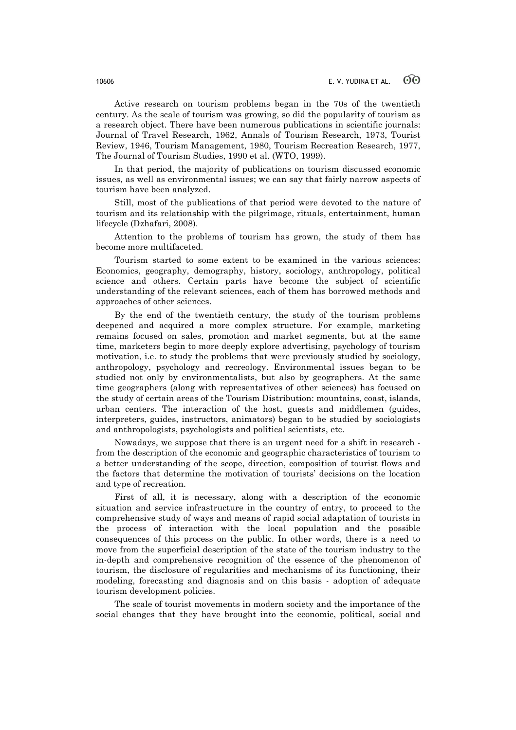Active research on tourism problems began in the 70s of the twentieth century. As the scale of tourism was growing, so did the popularity of tourism as a research object. There have been numerous publications in scientific journals: Journal of Travel Research, 1962, Annals of Tourism Research, 1973, Tourist Review, 1946, Tourism Management, 1980, Tourism Recreation Research, 1977, The Journal of Tourism Studies, 1990 et al. (WTO, 1999).

In that period, the majority of publications on tourism discussed economic issues, as well as environmental issues; we can say that fairly narrow aspects of tourism have been analyzed.

Still, most of the publications of that period were devoted to the nature of tourism and its relationship with the pilgrimage, rituals, entertainment, human lifecycle (Dzhafari, 2008).

Attention to the problems of tourism has grown, the study of them has become more multifaceted.

Tourism started to some extent to be examined in the various sciences: Economics, geography, demography, history, sociology, anthropology, political science and others. Certain parts have become the subject of scientific understanding of the relevant sciences, each of them has borrowed methods and approaches of other sciences.

By the end of the twentieth century, the study of the tourism problems deepened and acquired a more complex structure. For example, marketing remains focused on sales, promotion and market segments, but at the same time, marketers begin to more deeply explore advertising, psychology of tourism motivation, i.e. to study the problems that were previously studied by sociology, anthropology, psychology and recreology. Environmental issues began to be studied not only by environmentalists, but also by geographers. At the same time geographers (along with representatives of other sciences) has focused on the study of certain areas of the Tourism Distribution: mountains, coast, islands, urban centers. The interaction of the host, guests and middlemen (guides, interpreters, guides, instructors, animators) began to be studied by sociologists and anthropologists, psychologists and political scientists, etc.

Nowadays, we suppose that there is an urgent need for a shift in research - from the description of the economic and geographic characteristics of tourism to a better understanding of the scope, direction, composition of tourist flows and the factors that determine the motivation of tourists' decisions on the location and type of recreation.

First of all, it is necessary, along with a description of the economic situation and service infrastructure in the country of entry, to proceed to the comprehensive study of ways and means of rapid social adaptation of tourists in the process of interaction with the local population and the possible consequences of this process on the public. In other words, there is a need to move from the superficial description of the state of the tourism industry to the in-depth and comprehensive recognition of the essence of the phenomenon of tourism, the disclosure of regularities and mechanisms of its functioning, their modeling, forecasting and diagnosis and on this basis - adoption of adequate tourism development policies.

The scale of tourist movements in modern society and the importance of the social changes that they have brought into the economic, political, social and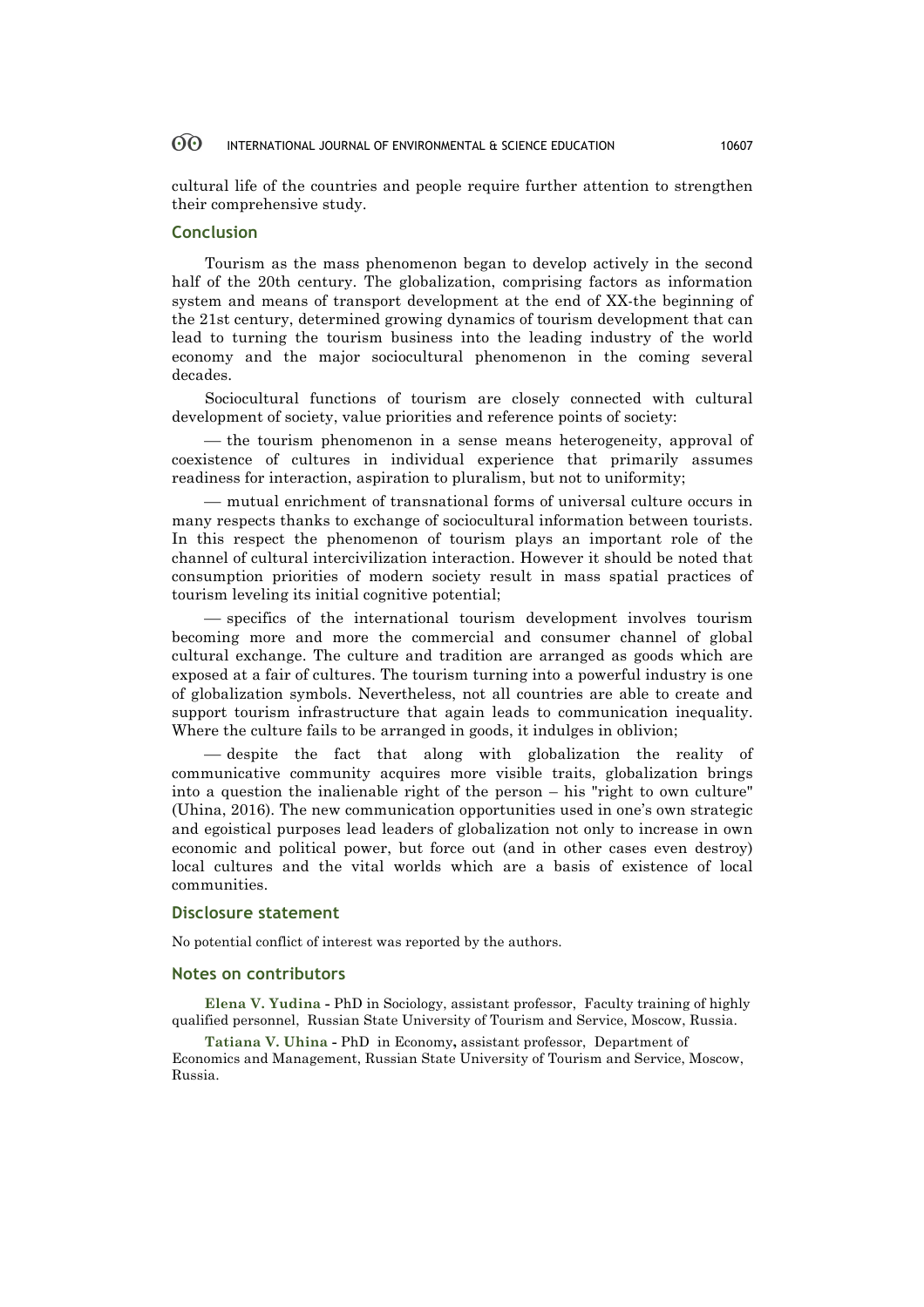cultural life of the countries and people require further attention to strengthen their comprehensive study.

## Conclusion

Tourism as the mass phenomenon began to develop actively in the second half of the 20th century. The globalization, comprising factors as information system and means of transport development at the end of XX-the beginning of the 21st century, determined growing dynamics of tourism development that can lead to turning the tourism business into the leading industry of the world economy and the major sociocultural phenomenon in the coming several decades.

Sociocultural functions of tourism are closely connected with cultural development of society, value priorities and reference points of society:

— the tourism phenomenon in a sense means heterogeneity, approval of coexistence of cultures in individual experience that primarily assumes readiness for interaction, aspiration to pluralism, but not to uniformity;

— mutual enrichment of transnational forms of universal culture occurs in many respects thanks to exchange of sociocultural information between tourists. In this respect the phenomenon of tourism plays an important role of the channel of cultural intercivilization interaction. However it should be noted that consumption priorities of modern society result in mass spatial practices of tourism leveling its initial cognitive potential;

— specifics of the international tourism development involves tourism becoming more and more the commercial and consumer channel of global cultural exchange. The culture and tradition are arranged as goods which are exposed at a fair of cultures. The tourism turning into a powerful industry is one of globalization symbols. Nevertheless, not all countries are able to create and support tourism infrastructure that again leads to communication inequality. Where the culture fails to be arranged in goods, it indulges in oblivion;

— despite the fact that along with globalization the reality of communicative community acquires more visible traits, globalization brings into a question the inalienable right of the person – his "right to own culture" (Uhina, 2016). The new communication opportunities used in one's own strategic and egoistical purposes lead leaders of globalization not only to increase in own economic and political power, but force out (and in other cases even destroy) local cultures and the vital worlds which are a basis of existence of local communities.

## Disclosure statement

No potential conflict of interest was reported by the authors.

## Notes on contributors

**Elena V. Yudina** - PhD in Sociology, assistant professor, Faculty training of highly qualified personnel, Russian State University of Tourism and Service, Moscow, Russia.

**Tatiana V. Uhina** - PhD in Economy**,** assistant professor, Department of Economics and Management, Russian State University of Tourism and Service, Moscow, Russia.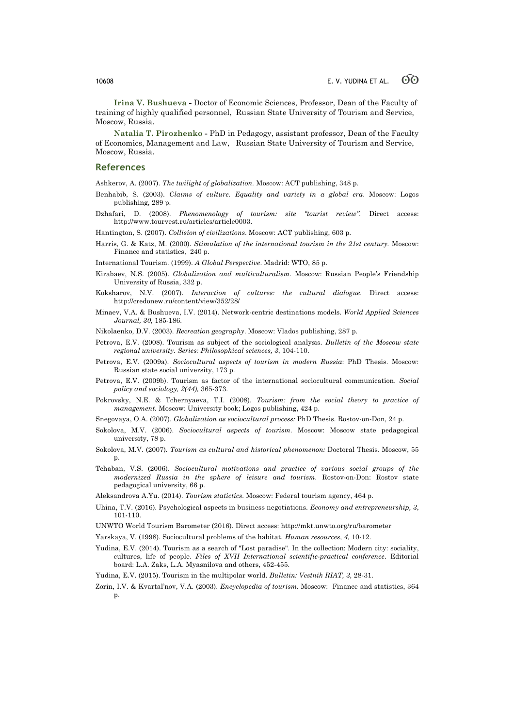**Irina V. Bushueva** - Doctor of Economic Sciences, Professor, Dean of the Faculty of training of highly qualified personnel, Russian State University of Tourism and Service, Moscow, Russia.

**Natalia T. Pirozhenko** - PhD in Pedagogy, assistant professor, Dean of the Faculty of Economics, Management and Law, Russian State University of Tourism and Service, Moscow, Russia.

## References

Ashkerov, A. (2007). *The twilight of globalization.* Moscow: ACT publishing, 348 p.

Benhabib, S. (2003). *Claims of culture. Equality and variety in a global era.* Moscow: Logos publishing, 289 p.

Dzhafari, D. (2008). *Phenomenology of tourism: site "tourist review".* Direct access: http://www.tourvest.ru/articles/article0003.

Hantington, S. (2007). *Collision of civilizations.* Moscow: ACT publishing, 603 p.

Harris, G. & Katz, M. (2000). *Stimulation of the international tourism in the 21st century.* Moscow: Finance and statistics, 240 p.

International Tourism. (1999). *A Global Perspective.* Madrid: WTO, 85 p.

Kirabaev, N.S. (2005). *Globalization and multiculturalism.* Moscow: Russian People's Friendship University of Russia, 332 p.

Koksharov, N.V. (2007). *Interaction of cultures: the cultural dialogue.* Direct access: http://credonew.ru/content/view/352/28/

Minaev, V.A. & Bushueva, I.V. (2014). Network-centric destinations models. *World Applied Sciences Journal, 30*, 185-186.

Nikolaenko, D.V. (2003). *Recreation geography.* Moscow: Vlados publishing, 287 p.

Petrova, E.V. (2008). Tourism as subject of the sociological analysis. *Bulletin of the Moscow state regional university. Series: Philosophical sciences, 3*, 104-110.

Petrova, E.V. (2009a). *Sociocultural aspects of tourism in modern Russia*: PhD Thesis. Moscow: Russian state social university, 173 p.

Petrova, E.V. (2009b). Tourism as factor of the international sociocultural communication. *Social policy and sociology, 2(44),* 365-373.

Pokrovsky, N.E. & Tchernyaeva, T.I. (2008). *Tourism: from the social theory to practice of management.* Moscow: University book; Logos publishing, 424 p.

Snegovaya, O.A. (2007). *Globalization as sociocultural process:* PhD Thesis. Rostov-on-Don, 24 p.

Sokolova, M.V. (2006). *Sociocultural aspects of tourism.* Moscow: Moscow state pedagogical university, 78 p.

Sokolova, M.V. (2007). *Tourism as cultural and historical phenomenon:* Doctoral Thesis. Moscow, 55 p.

Tchaban, V.S. (2006). *Sociocultural motivations and practice of various social groups of the modernized Russia in the sphere of leisure and tourism.* Rostov-on-Don: Rostov state pedagogical university, 66 p.

Aleksandrova A.Yu. (2014). *Tourism statictics.* Moscow: Federal tourism agency, 464 p.

Uhina, T.V. (2016). Psychological aspects in business negotiations. *Economy and entrepreneurship, 3*, 101-110.

UNWTO World Tourism Barometer (2016). Direct access: http://mkt.unwto.org/ru/barometer

Yarskaya, V. (1998). Sociocultural problems of the habitat. *Human resources, 4,* 10-12.

Yudina, E.V. (2014). Tourism as a search of "Lost paradise". In the collection: Modern city: sociality, cultures, life of people. *Files of XVII International scientific-practical conference.* Editorial board: L.A. Zaks, L.A. Myasnilova and others, 452-455.

Yudina, E.V. (2015). Tourism in the multipolar world. *Bulletin: Vestnik RIAT, 3,* 28-31.

Zorin, I.V. & Kvartal'nov, V.A. (2003). *Encyclopedia of tourism.* Moscow: Finance and statistics, 364 p.